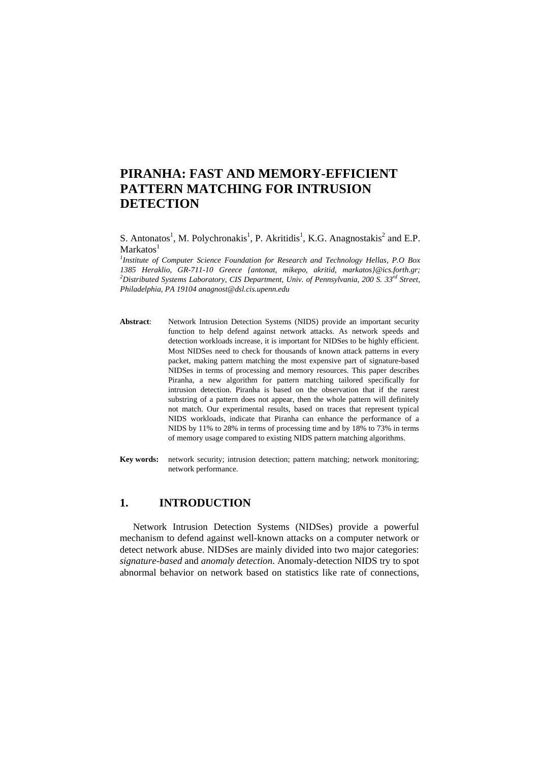# PIRANHA: FAST AND MEMORY-EFFICIENT PATTERN MATCHING FOR INTRUSION DETECTION

S. Antonatos[1], M. Polychronakis[1], P. Akritidis[1], K.G. Anagnostakis[2] and E.P. Markatos[1]

*[1]Institute of Computer Science Foundation for Research and Technology Hellas, P.O Box 1385 Heraklio, GR-711-10 Greece {antonat, mikepo, akritid, markatos}@ics.forth.gr; [2]Distributed Systems Laboratory, CIS Department, Univ. of Pennsylvania, 200 S. 33rd Street, Philadelphia, PA 19104 anagnost@dsl.cis.upenn.edu*

**Abstract**: Network Intrusion Detection Systems (NIDS) provide an important security function to help defend against network attacks. As network speeds and detection workloads increase, it is important for NIDSes to be highly efficient. Most NIDSes need to check for thousands of known attack patterns in every packet, making pattern matching the most expensive part of signature-based NIDSes in terms of processing and memory resources. This paper describes Piranha, a new algorithm for pattern matching tailored specifically for intrusion detection. Piranha is based on the observation that if the rarest substring of a pattern does not appear, then the whole pattern will definitely not match. Our experimental results, based on traces that represent typical NIDS workloads, indicate that Piranha can enhance the performance of a NIDS by 11% to 28% in terms of processing time and by 18% to 73% in terms of memory usage compared to existing NIDS pattern matching algorithms.

**Key words:** network security; intrusion detection; pattern matching; network monitoring; network performance.

## 1. INTRODUCTION

Network Intrusion Detection Systems (NIDSes) provide a powerful mechanism to defend against well-known attacks on a computer network or detect network abuse. NIDSes are mainly divided into two major categories: *signature-based* and *anomaly detection*. Anomaly-detection NIDS try to spot abnormal behavior on network based on statistics like rate of connections,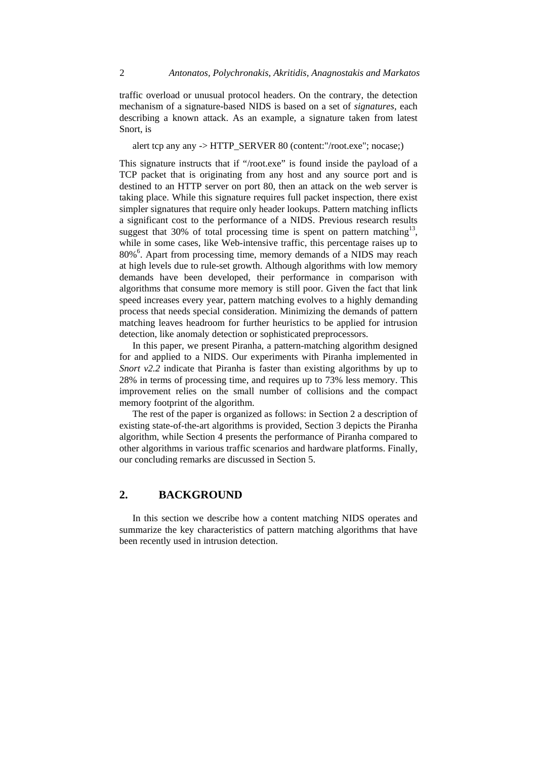traffic overload or unusual protocol headers. On the contrary, the detection mechanism of a signature-based NIDS is based on a set of *signatures*, each describing a known attack. As an example, a signature taken from latest Snort, is

alert tcp any any -> HTTP_SERVER 80 (content:"/root.exe"; nocase;)

This signature instructs that if "/root.exe" is found inside the payload of a TCP packet that is originating from any host and any source port and is destined to an HTTP server on port 80, then an attack on the web server is taking place. While this signature requires full packet inspection, there exist simpler signatures that require only header lookups. Pattern matching inflicts a significant cost to the performance of a NIDS. Previous research results suggest that 30% of total processing time is spent on pattern matching[13], while in some cases, like Web-intensive traffic, this percentage raises up to 80%[6]. Apart from processing time, memory demands of a NIDS may reach at high levels due to rule-set growth. Although algorithms with low memory demands have been developed, their performance in comparison with algorithms that consume more memory is still poor. Given the fact that link speed increases every year, pattern matching evolves to a highly demanding process that needs special consideration. Minimizing the demands of pattern matching leaves headroom for further heuristics to be applied for intrusion detection, like anomaly detection or sophisticated preprocessors.

In this paper, we present Piranha, a pattern-matching algorithm designed for and applied to a NIDS. Our experiments with Piranha implemented in *Snort v2.2* indicate that Piranha is faster than existing algorithms by up to 28% in terms of processing time, and requires up to 73% less memory. This improvement relies on the small number of collisions and the compact memory footprint of the algorithm.

The rest of the paper is organized as follows: in Section 2 a description of existing state-of-the-art algorithms is provided, Section 3 depicts the Piranha algorithm, while Section 4 presents the performance of Piranha compared to other algorithms in various traffic scenarios and hardware platforms. Finally, our concluding remarks are discussed in Section 5.

## 2. BACKGROUND

In this section we describe how a content matching NIDS operates and summarize the key characteristics of pattern matching algorithms that have been recently used in intrusion detection.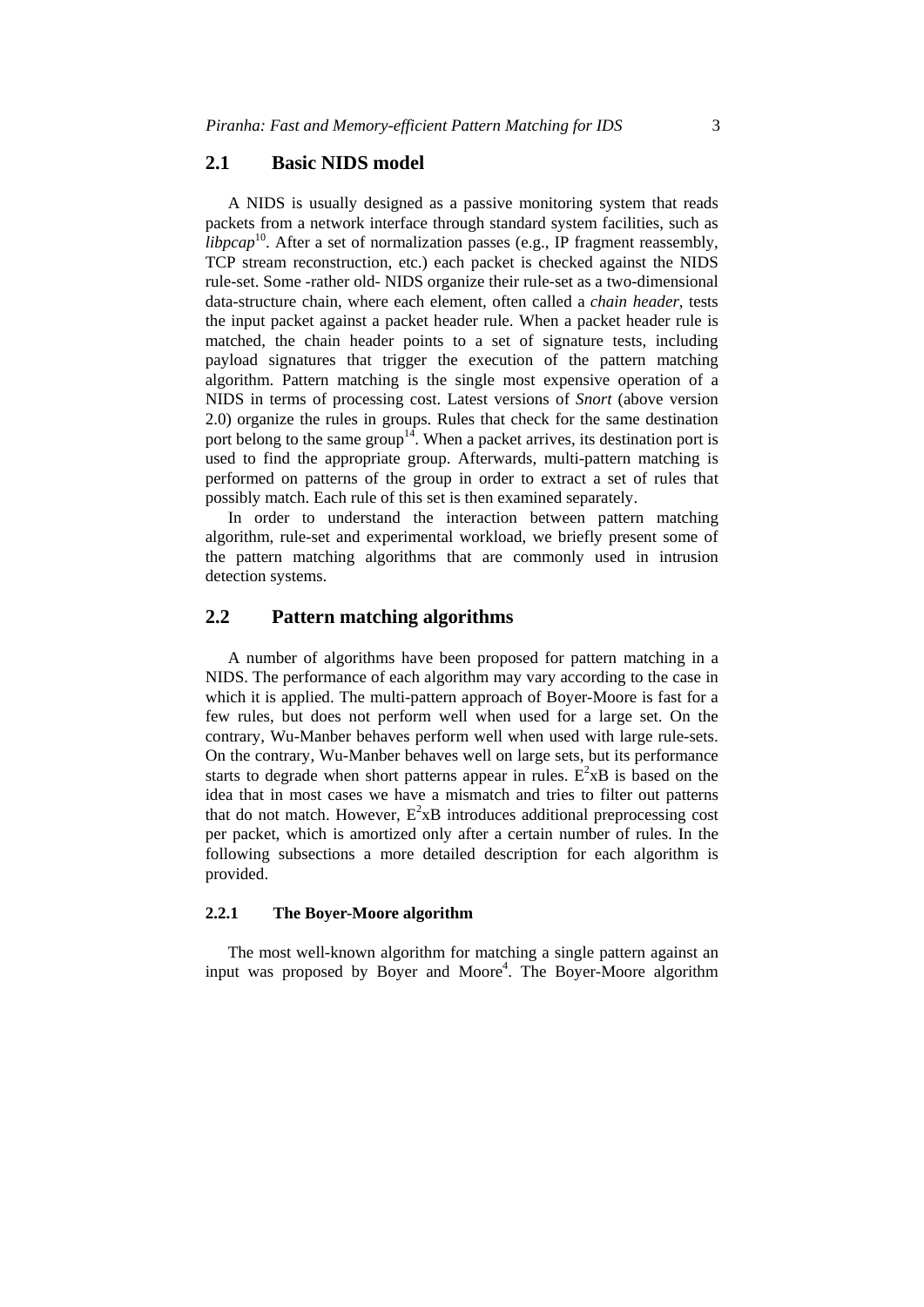## 2.1 Basic NIDS model

A NIDS is usually designed as a passive monitoring system that reads packets from a network interface through standard system facilities, such as *libpcap*[10]. After a set of normalization passes (e.g., IP fragment reassembly, TCP stream reconstruction, etc.) each packet is checked against the NIDS rule-set. Some -rather old- NIDS organize their rule-set as a two-dimensional data-structure chain, where each element, often called a *chain header*, tests the input packet against a packet header rule. When a packet header rule is matched, the chain header points to a set of signature tests, including payload signatures that trigger the execution of the pattern matching algorithm. Pattern matching is the single most expensive operation of a NIDS in terms of processing cost. Latest versions of *Snort* (above version 2.0) organize the rules in groups. Rules that check for the same destination port belong to the same group[14]. When a packet arrives, its destination port is used to find the appropriate group. Afterwards, multi-pattern matching is performed on patterns of the group in order to extract a set of rules that possibly match. Each rule of this set is then examined separately.

In order to understand the interaction between pattern matching algorithm, rule-set and experimental workload, we briefly present some of the pattern matching algorithms that are commonly used in intrusion detection systems.

## 2.2 Pattern matching algorithms

A number of algorithms have been proposed for pattern matching in a NIDS. The performance of each algorithm may vary according to the case in which it is applied. The multi-pattern approach of Boyer-Moore is fast for a few rules, but does not perform well when used for a large set. On the contrary, Wu-Manber behaves perform well when used with large rule-sets. On the contrary, Wu-Manber behaves well on large sets, but its performance starts to degrade when short patterns appear in rules. $E^2xB$ is based on the idea that in most cases we have a mismatch and tries to filter out patterns that do not match. However, $E^2xB$ introduces additional preprocessing cost per packet, which is amortized only after a certain number of rules. In the following subsections a more detailed description for each algorithm is provided.

### 2.2.1 The Boyer-Moore algorithm

The most well-known algorithm for matching a single pattern against an input was proposed by Boyer and Moore[4]. The Boyer-Moore algorithm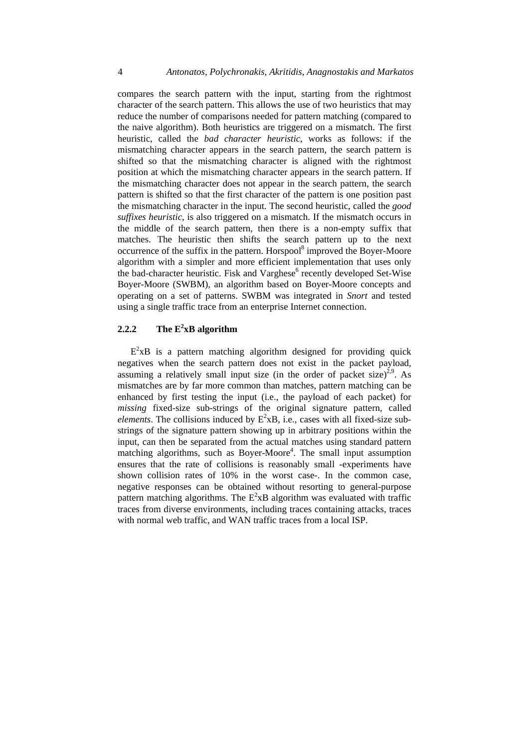compares the search pattern with the input, starting from the rightmost character of the search pattern. This allows the use of two heuristics that may reduce the number of comparisons needed for pattern matching (compared to the naive algorithm). Both heuristics are triggered on a mismatch. The first heuristic, called the *bad character heuristic*, works as follows: if the mismatching character appears in the search pattern, the search pattern is shifted so that the mismatching character is aligned with the rightmost position at which the mismatching character appears in the search pattern. If the mismatching character does not appear in the search pattern, the search pattern is shifted so that the first character of the pattern is one position past the mismatching character in the input. The second heuristic, called the *good suffixes heuristic*, is also triggered on a mismatch. If the mismatch occurs in the middle of the search pattern, then there is a non-empty suffix that matches. The heuristic then shifts the search pattern up to the next occurrence of the suffix in the pattern. Horspool[8] improved the Boyer-Moore algorithm with a simpler and more efficient implementation that uses only the bad-character heuristic. Fisk and Varghese[6] recently developed Set-Wise Boyer-Moore (SWBM), an algorithm based on Boyer-Moore concepts and operating on a set of patterns. SWBM was integrated in *Snort* and tested using a single traffic trace from an enterprise Internet connection.

### 2.2.2 The $E^2$xB algorithm

$E^2$xB is a pattern matching algorithm designed for providing quick negatives when the search pattern does not exist in the packet payload, assuming a relatively small input size (in the order of packet size)[2,9]. As mismatches are by far more common than matches, pattern matching can be enhanced by first testing the input (i.e., the payload of each packet) for *missing* fixed-size sub-strings of the original signature pattern, called *elements*. The collisions induced by $E^2$xB, i.e., cases with all fixed-size sub-strings of the signature pattern showing up in arbitrary positions within the input, can then be separated from the actual matches using standard pattern matching algorithms, such as Boyer-Moore[4]. The small input assumption ensures that the rate of collisions is reasonably small -experiments have shown collision rates of 10% in the worst case-. In the common case, negative responses can be obtained without resorting to general-purpose pattern matching algorithms. The $E^2$xB algorithm was evaluated with traffic traces from diverse environments, including traces containing attacks, traces with normal web traffic, and WAN traffic traces from a local ISP.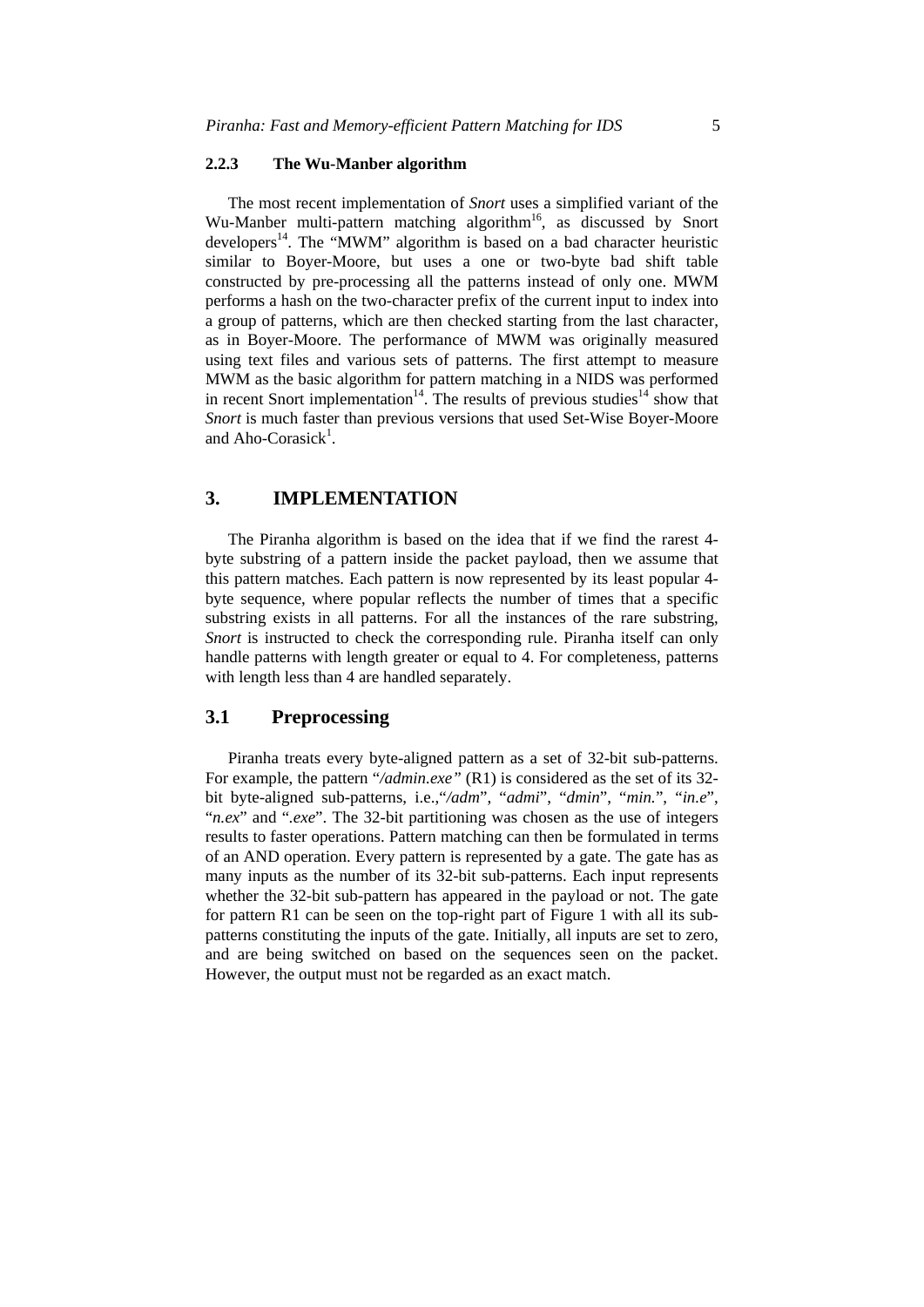### 2.2.3 The Wu-Manber algorithm

The most recent implementation of *Snort* uses a simplified variant of the Wu-Manber multi-pattern matching algorithm[16], as discussed by Snort developers[14]. The "MWM" algorithm is based on a bad character heuristic similar to Boyer-Moore, but uses a one or two-byte bad shift table constructed by pre-processing all the patterns instead of only one. MWM performs a hash on the two-character prefix of the current input to index into a group of patterns, which are then checked starting from the last character, as in Boyer-Moore. The performance of MWM was originally measured using text files and various sets of patterns. The first attempt to measure MWM as the basic algorithm for pattern matching in a NIDS was performed in recent Snort implementation[14]. The results of previous studies[14] show that *Snort* is much faster than previous versions that used Set-Wise Boyer-Moore and Aho-Corasick[1].

## 3. IMPLEMENTATION

The Piranha algorithm is based on the idea that if we find the rarest 4-byte substring of a pattern inside the packet payload, then we assume that this pattern matches. Each pattern is now represented by its least popular 4-byte sequence, where popular reflects the number of times that a specific substring exists in all patterns. For all the instances of the rare substring, *Snort* is instructed to check the corresponding rule. Piranha itself can only handle patterns with length greater or equal to 4. For completeness, patterns with length less than 4 are handled separately.

### 3.1 Preprocessing

Piranha treats every byte-aligned pattern as a set of 32-bit sub-patterns. For example, the pattern "*/admin.exe"* (R1) is considered as the set of its 32-bit byte-aligned sub-patterns, i.e.,"*/adm*", "*admi*", "*dmin*", "*min.*", "*in.e*", "*n.ex*" and "*.exe*". The 32-bit partitioning was chosen as the use of integers results to faster operations. Pattern matching can then be formulated in terms of an AND operation. Every pattern is represented by a gate. The gate has as many inputs as the number of its 32-bit sub-patterns. Each input represents whether the 32-bit sub-pattern has appeared in the payload or not. The gate for pattern R1 can be seen on the top-right part of Figure 1 with all its sub-patterns constituting the inputs of the gate. Initially, all inputs are set to zero, and are being switched on based on the sequences seen on the packet. However, the output must not be regarded as an exact match.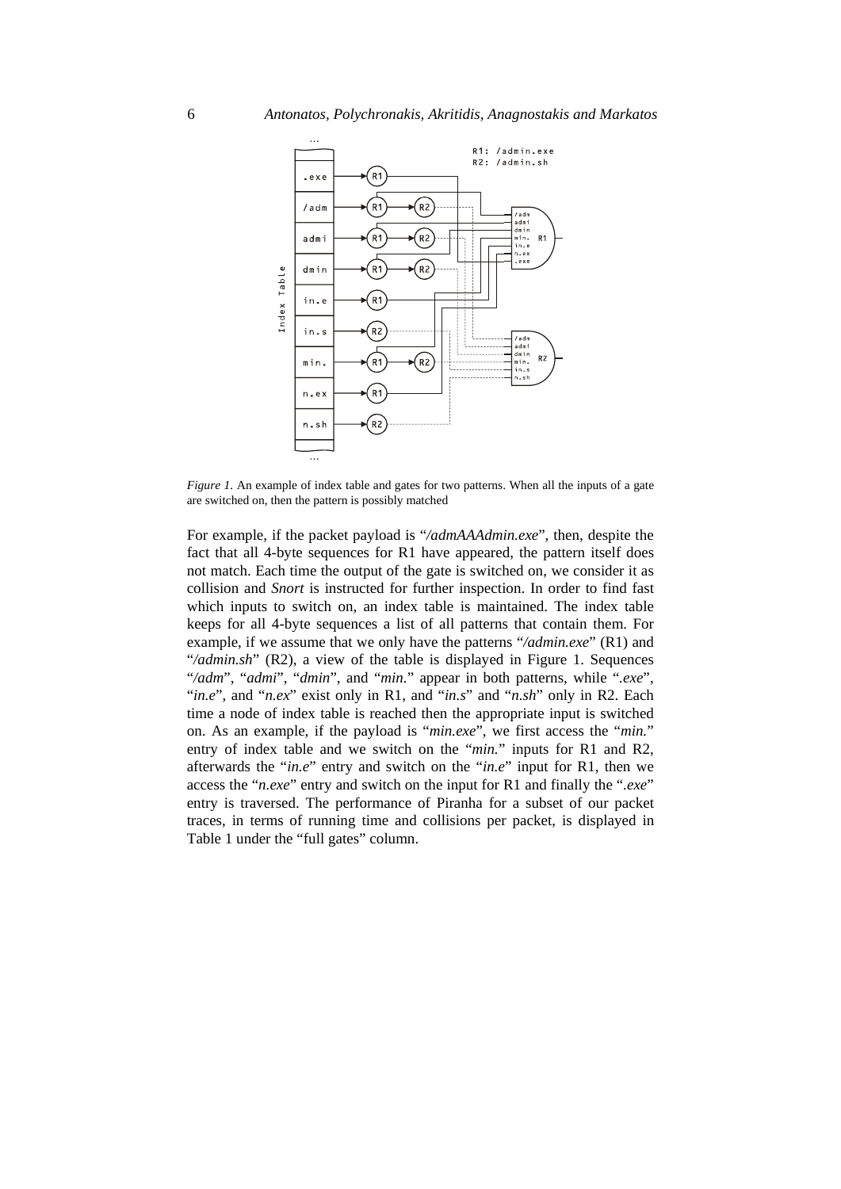*Figure 1.* An example of index table and gates for two patterns. When all the inputs of a gate are switched on, then the pattern is possibly matched

For example, if the packet payload is "*/admAAAdmin.exe*", then, despite the fact that all 4-byte sequences for R1 have appeared, the pattern itself does not match. Each time the output of the gate is switched on, we consider it as collision and *Snort* is instructed for further inspection. In order to find fast which inputs to switch on, an index table is maintained. The index table keeps for all 4-byte sequences a list of all patterns that contain them. For example, if we assume that we only have the patterns "*/admin.exe*" (R1) and "*/admin.sh*" (R2), a view of the table is displayed in Figure 1. Sequences "*/adm*", "*admi*", "*dmin*", and "*min.*" appear in both patterns, while "*.exe*", "*in.e*", and "*n.ex*" exist only in R1, and "*in.s*" and "*n.sh*" only in R2. Each time a node of index table is reached then the appropriate input is switched on. As an example, if the payload is "*min.exe*", we first access the "*min.*" entry of index table and we switch on the "*min.*" inputs for R1 and R2, afterwards the "*in.e*" entry and switch on the "*in.e*" input for R1, then we access the "*n.exe*" entry and switch on the input for R1 and finally the "*.exe*" entry is traversed. The performance of Piranha for a subset of our packet traces, in terms of running time and collisions per packet, is displayed in Table 1 under the "full gates" column.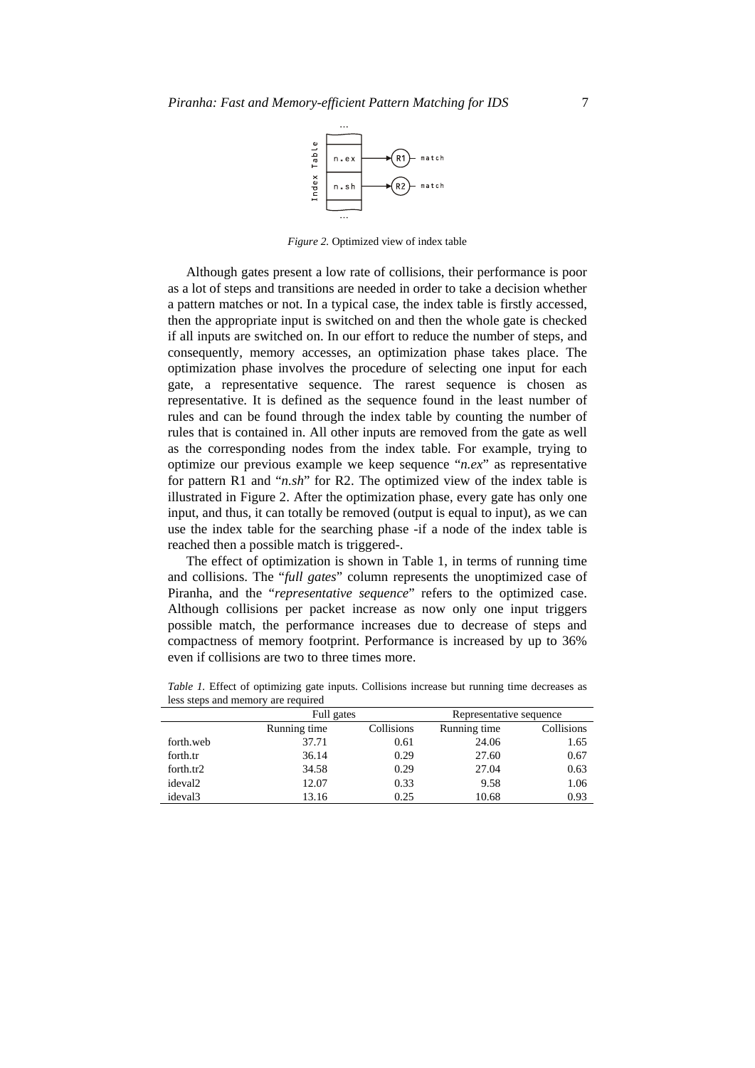Index Table

...

n.ex → R1 — match

n.sh → R2 — match

...

*Figure 2.* Optimized view of index table

Although gates present a low rate of collisions, their performance is poor as a lot of steps and transitions are needed in order to take a decision whether a pattern matches or not. In a typical case, the index table is firstly accessed, then the appropriate input is switched on and then the whole gate is checked if all inputs are switched on. In our effort to reduce the number of steps, and consequently, memory accesses, an optimization phase takes place. The optimization phase involves the procedure of selecting one input for each gate, a representative sequence. The rarest sequence is chosen as representative. It is defined as the sequence found in the least number of rules and can be found through the index table by counting the number of rules that is contained in. All other inputs are removed from the gate as well as the corresponding nodes from the index table. For example, trying to optimize our previous example we keep sequence "*n.ex*" as representative for pattern R1 and "*n.sh*" for R2. The optimized view of the index table is illustrated in Figure 2. After the optimization phase, every gate has only one input, and thus, it can totally be removed (output is equal to input), as we can use the index table for the searching phase -if a node of the index table is reached then a possible match is triggered-.

The effect of optimization is shown in Table 1, in terms of running time and collisions. The "*full gates*" column represents the unoptimized case of Piranha, and the "*representative sequence*" refers to the optimized case. Although collisions per packet increase as now only one input triggers possible match, the performance increases due to decrease of steps and compactness of memory footprint. Performance is increased by up to 36% even if collisions are two to three times more.

*Table 1.* Effect of optimizing gate inputs. Collisions increase but running time decreases as less steps and memory are required

| | Full gates | | Representative sequence | |
|---|---|---|---|---|
| | Running time | Collisions | Running time | Collisions |
| forth.web | 37.71 | 0.61 | 24.06 | 1.65 |
| forth.tr | 36.14 | 0.29 | 27.60 | 0.67 |
| forth.tr2 | 34.58 | 0.29 | 27.04 | 0.63 |
| ideval2 | 12.07 | 0.33 | 9.58 | 1.06 |
| ideval3 | 13.16 | 0.25 | 10.68 | 0.93 |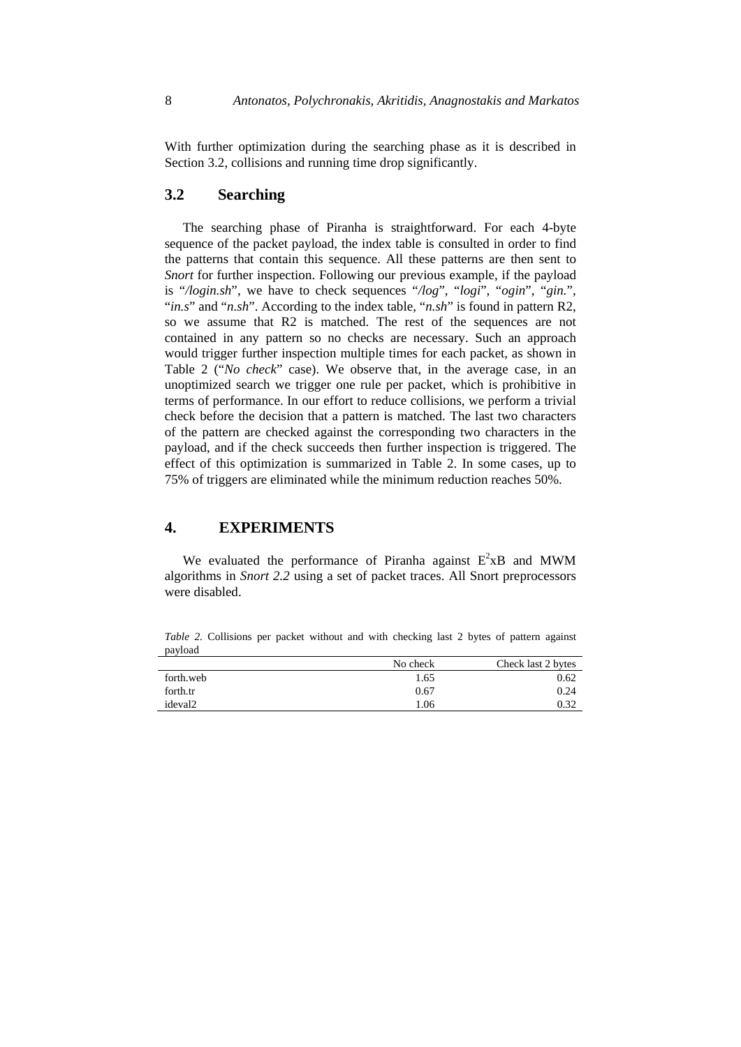With further optimization during the searching phase as it is described in Section 3.2, collisions and running time drop significantly.

## 3.2 Searching

The searching phase of Piranha is straightforward. For each 4-byte sequence of the packet payload, the index table is consulted in order to find the patterns that contain this sequence. All these patterns are then sent to *Snort* for further inspection. Following our previous example, if the payload is "*/login.sh*", we have to check sequences "*/log*", "*logi*", "*ogin*", "*gin.*", "*in.s*" and "*n.sh*". According to the index table, "*n.sh*" is found in pattern R2, so we assume that R2 is matched. The rest of the sequences are not contained in any pattern so no checks are necessary. Such an approach would trigger further inspection multiple times for each packet, as shown in Table 2 ("*No check*" case). We observe that, in the average case, in an unoptimized search we trigger one rule per packet, which is prohibitive in terms of performance. In our effort to reduce collisions, we perform a trivial check before the decision that a pattern is matched. The last two characters of the pattern are checked against the corresponding two characters in the payload, and if the check succeeds then further inspection is triggered. The effect of this optimization is summarized in Table 2. In some cases, up to 75% of triggers are eliminated while the minimum reduction reaches 50%.

# 4. EXPERIMENTS

We evaluated the performance of Piranha against $E^2xB$ and MWM algorithms in *Snort 2.2* using a set of packet traces. All Snort preprocessors were disabled.

*Table 2.* Collisions per packet without and with checking last 2 bytes of pattern against payload

| | No check | Check last 2 bytes |
|---|---|---|
| forth.web | 1.65 | 0.62 |
| forth.tr | 0.67 | 0.24 |
| ideval2 | 1.06 | 0.32 |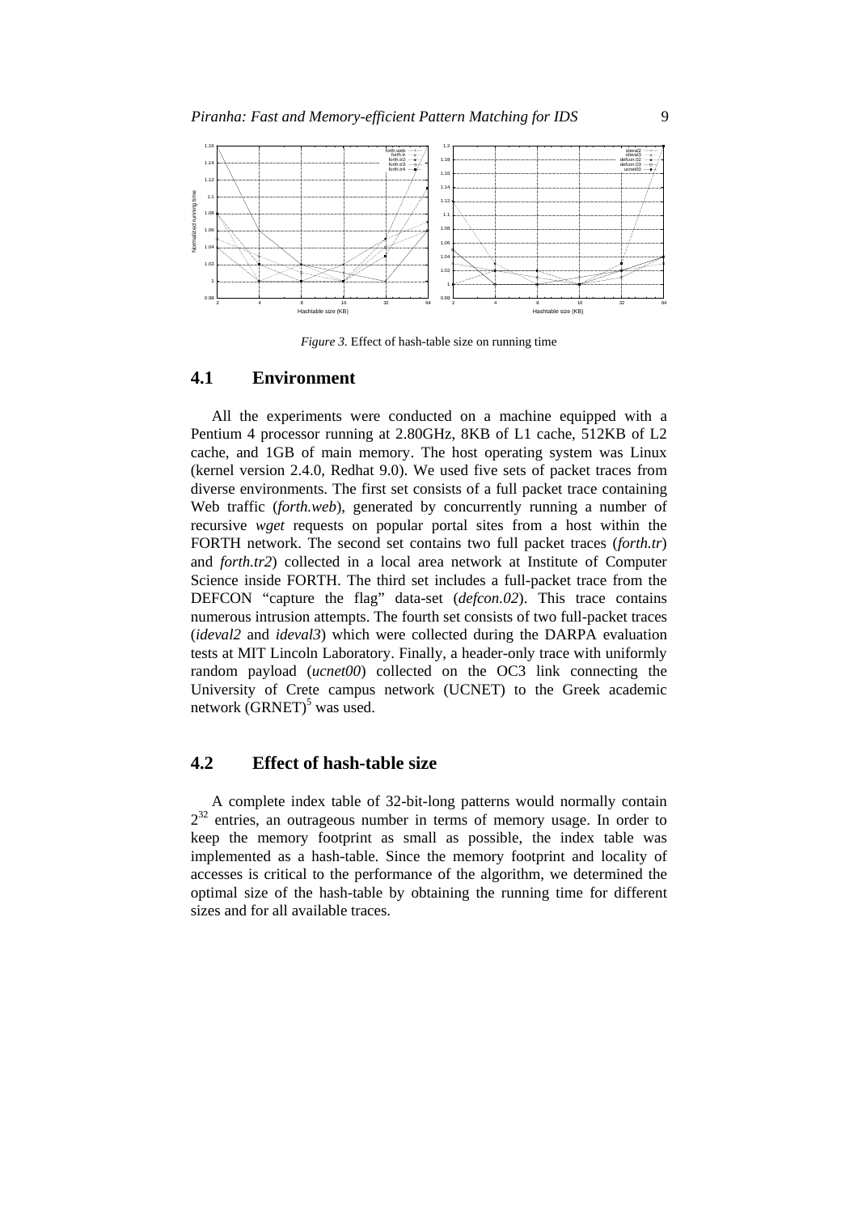*Figure 3.* Effect of hash-table size on running time

## 4.1 Environment

All the experiments were conducted on a machine equipped with a Pentium 4 processor running at 2.80GHz, 8KB of L1 cache, 512KB of L2 cache, and 1GB of main memory. The host operating system was Linux (kernel version 2.4.0, Redhat 9.0). We used five sets of packet traces from diverse environments. The first set consists of a full packet trace containing Web traffic (*forth.web*), generated by concurrently running a number of recursive *wget* requests on popular portal sites from a host within the FORTH network. The second set contains two full packet traces (*forth.tr*) and *forth.tr2*) collected in a local area network at Institute of Computer Science inside FORTH. The third set includes a full-packet trace from the DEFCON "capture the flag" data-set (*defcon.02*). This trace contains numerous intrusion attempts. The fourth set consists of two full-packet traces (*ideval2* and *ideval3*) which were collected during the DARPA evaluation tests at MIT Lincoln Laboratory. Finally, a header-only trace with uniformly random payload (*ucnet00*) collected on the OC3 link connecting the University of Crete campus network (UCNET) to the Greek academic network (GRNET)[5] was used.

## 4.2 Effect of hash-table size

A complete index table of 32-bit-long patterns would normally contain $2^{32}$ entries, an outrageous number in terms of memory usage. In order to keep the memory footprint as small as possible, the index table was implemented as a hash-table. Since the memory footprint and locality of accesses is critical to the performance of the algorithm, we determined the optimal size of the hash-table by obtaining the running time for different sizes and for all available traces.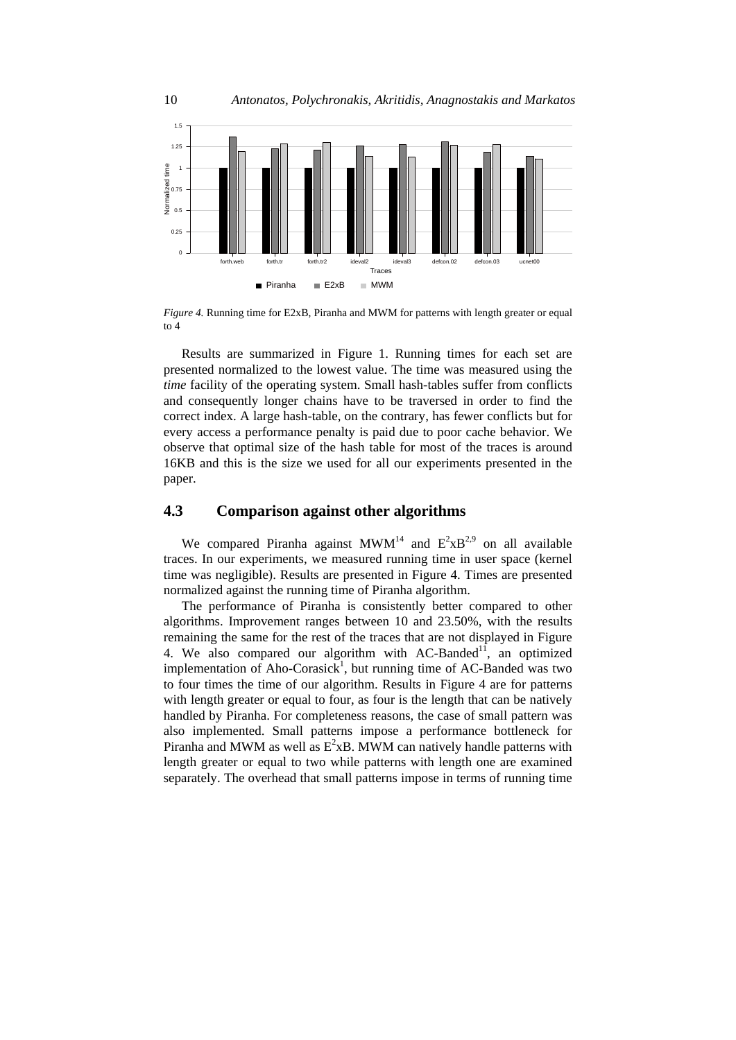*Figure 4.* Running time for E2xB, Piranha and MWM for patterns with length greater or equal to 4

Results are summarized in Figure 1. Running times for each set are presented normalized to the lowest value. The time was measured using the *time* facility of the operating system. Small hash-tables suffer from conflicts and consequently longer chains have to be traversed in order to find the correct index. A large hash-table, on the contrary, has fewer conflicts but for every access a performance penalty is paid due to poor cache behavior. We observe that optimal size of the hash table for most of the traces is around 16KB and this is the size we used for all our experiments presented in the paper.

## 4.3 Comparison against other algorithms

We compared Piranha against MWM[14] and $E^2xB$[2,9] on all available traces. In our experiments, we measured running time in user space (kernel time was negligible). Results are presented in Figure 4. Times are presented normalized against the running time of Piranha algorithm.

The performance of Piranha is consistently better compared to other algorithms. Improvement ranges between 10 and 23.50%, with the results remaining the same for the rest of the traces that are not displayed in Figure 4. We also compared our algorithm with AC-Banded[11], an optimized implementation of Aho-Corasick[1], but running time of AC-Banded was two to four times the time of our algorithm. Results in Figure 4 are for patterns with length greater or equal to four, as four is the length that can be natively handled by Piranha. For completeness reasons, the case of small pattern was also implemented. Small patterns impose a performance bottleneck for Piranha and MWM as well as $E^2xB$. MWM can natively handle patterns with length greater or equal to two while patterns with length one are examined separately. The overhead that small patterns impose in terms of running time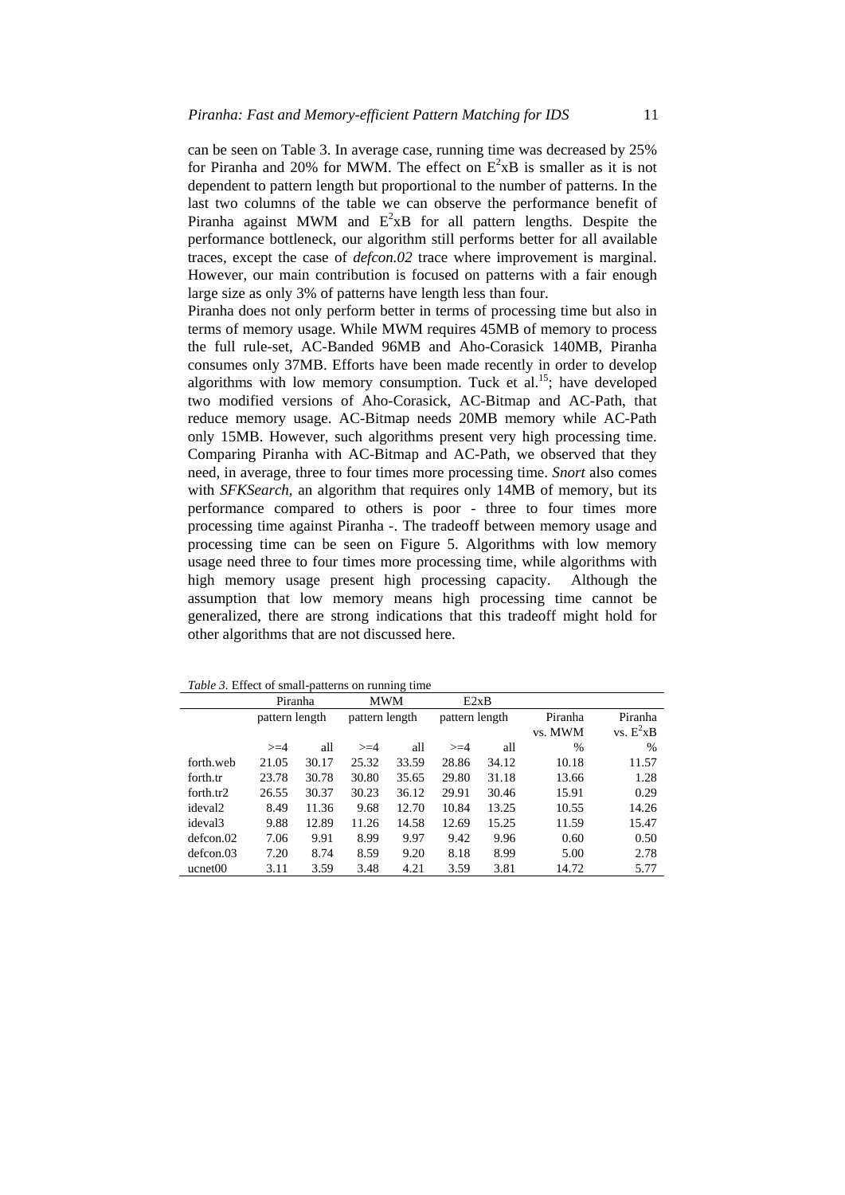can be seen on Table 3. In average case, running time was decreased by 25% for Piranha and 20% for MWM. The effect on $E^2$xB is smaller as it is not dependent to pattern length but proportional to the number of patterns. In the last two columns of the table we can observe the performance benefit of Piranha against MWM and $E^2$xB for all pattern lengths. Despite the performance bottleneck, our algorithm still performs better for all available traces, except the case of *defcon.02* trace where improvement is marginal. However, our main contribution is focused on patterns with a fair enough large size as only 3% of patterns have length less than four.

Piranha does not only perform better in terms of processing time but also in terms of memory usage. While MWM requires 45MB of memory to process the full rule-set, AC-Banded 96MB and Aho-Corasick 140MB, Piranha consumes only 37MB. Efforts have been made recently in order to develop algorithms with low memory consumption. Tuck et al.[15]; have developed two modified versions of Aho-Corasick, AC-Bitmap and AC-Path, that reduce memory usage. AC-Bitmap needs 20MB memory while AC-Path only 15MB. However, such algorithms present very high processing time. Comparing Piranha with AC-Bitmap and AC-Path, we observed that they need, in average, three to four times more processing time. *Snort* also comes with *SFKSearch*, an algorithm that requires only 14MB of memory, but its performance compared to others is poor - three to four times more processing time against Piranha -. The tradeoff between memory usage and processing time can be seen on Figure 5. Algorithms with low memory usage need three to four times more processing time, while algorithms with high memory usage present high processing capacity. Although the assumption that low memory means high processing time cannot be generalized, there are strong indications that this tradeoff might hold for other algorithms that are not discussed here.

*Table 3.* Effect of small-patterns on running time

| | Piranha | | MWM | | E2xB | | | |
|---|---|---|---|---|---|---|---|---|
| | pattern length | | pattern length | | pattern length | | Piranha vs. MWM | Piranha vs. $E^2$xB |
| | >=4 | all | >=4 | all | >=4 | all | % | % |
| forth.web | 21.05 | 30.17 | 25.32 | 33.59 | 28.86 | 34.12 | 10.18 | 11.57 |
| forth.tr | 23.78 | 30.78 | 30.80 | 35.65 | 29.80 | 31.18 | 13.66 | 1.28 |
| forth.tr2 | 26.55 | 30.37 | 30.23 | 36.12 | 29.91 | 30.46 | 15.91 | 0.29 |
| ideval2 | 8.49 | 11.36 | 9.68 | 12.70 | 10.84 | 13.25 | 10.55 | 14.26 |
| ideval3 | 9.88 | 12.89 | 11.26 | 14.58 | 12.69 | 15.25 | 11.59 | 15.47 |
| defcon.02 | 7.06 | 9.91 | 8.99 | 9.97 | 9.42 | 9.96 | 0.60 | 0.50 |
| defcon.03 | 7.20 | 8.74 | 8.59 | 9.20 | 8.18 | 8.99 | 5.00 | 2.78 |
| ucnet00 | 3.11 | 3.59 | 3.48 | 4.21 | 3.59 | 3.81 | 14.72 | 5.77 |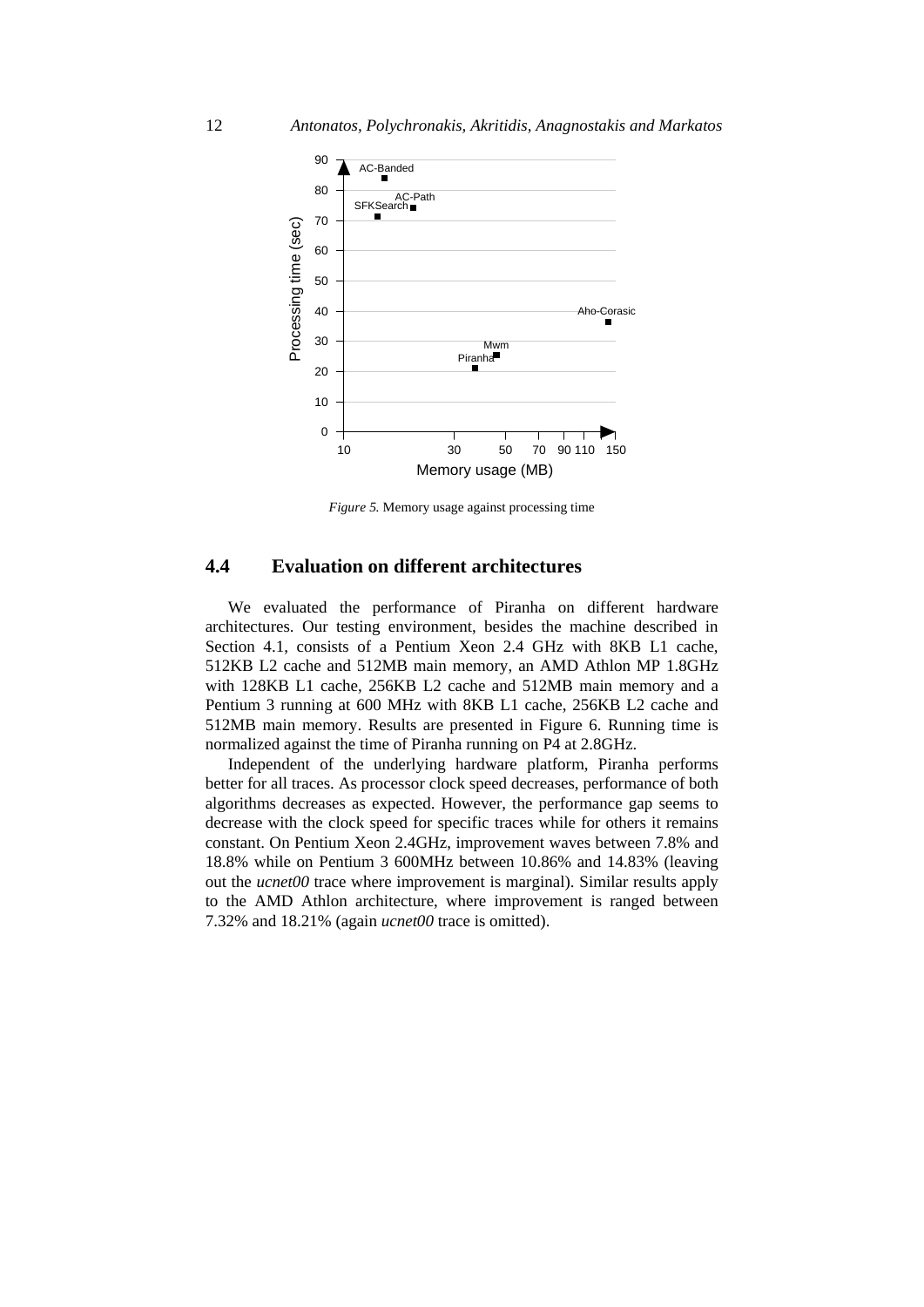*Figure 5.* Memory usage against processing time

## 4.4 Evaluation on different architectures

We evaluated the performance of Piranha on different hardware architectures. Our testing environment, besides the machine described in Section 4.1, consists of a Pentium Xeon 2.4 GHz with 8KB L1 cache, 512KB L2 cache and 512MB main memory, an AMD Athlon MP 1.8GHz with 128KB L1 cache, 256KB L2 cache and 512MB main memory and a Pentium 3 running at 600 MHz with 8KB L1 cache, 256KB L2 cache and 512MB main memory. Results are presented in Figure 6. Running time is normalized against the time of Piranha running on P4 at 2.8GHz.

Independent of the underlying hardware platform, Piranha performs better for all traces. As processor clock speed decreases, performance of both algorithms decreases as expected. However, the performance gap seems to decrease with the clock speed for specific traces while for others it remains constant. On Pentium Xeon 2.4GHz, improvement waves between 7.8% and 18.8% while on Pentium 3 600MHz between 10.86% and 14.83% (leaving out the *ucnet00* trace where improvement is marginal). Similar results apply to the AMD Athlon architecture, where improvement is ranged between 7.32% and 18.21% (again *ucnet00* trace is omitted).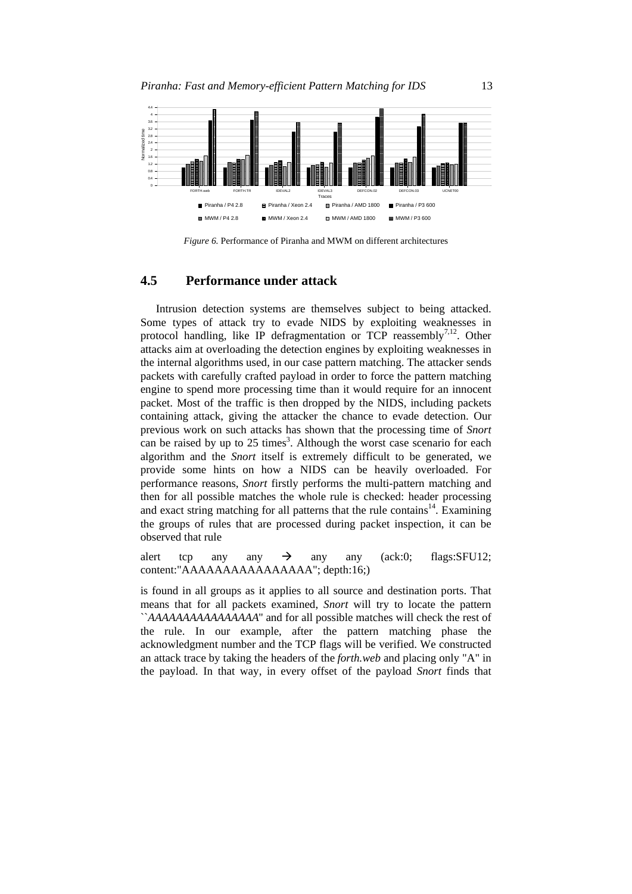*Figure 6.* Performance of Piranha and MWM on different architectures

## 4.5 Performance under attack

Intrusion detection systems are themselves subject to being attacked. Some types of attack try to evade NIDS by exploiting weaknesses in protocol handling, like IP defragmentation or TCP reassembly[7,12]. Other attacks aim at overloading the detection engines by exploiting weaknesses in the internal algorithms used, in our case pattern matching. The attacker sends packets with carefully crafted payload in order to force the pattern matching engine to spend more processing time than it would require for an innocent packet. Most of the traffic is then dropped by the NIDS, including packets containing attack, giving the attacker the chance to evade detection. Our previous work on such attacks has shown that the processing time of *Snort* can be raised by up to 25 times[3]. Although the worst case scenario for each algorithm and the *Snort* itself is extremely difficult to be generated, we provide some hints on how a NIDS can be heavily overloaded. For performance reasons, *Snort* firstly performs the multi-pattern matching and then for all possible matches the whole rule is checked: header processing and exact string matching for all patterns that the rule contains[14]. Examining the groups of rules that are processed during packet inspection, it can be observed that rule

alert tcp any any → any any (ack:0; flags:SFU12; content:"AAAAAAAAAAAAAAAA"; depth:16;)

is found in all groups as it applies to all source and destination ports. That means that for all packets examined, *Snort* will try to locate the pattern ``*AAAAAAAAAAAAAAAA*" and for all possible matches will check the rest of the rule. In our example, after the pattern matching phase the acknowledgment number and the TCP flags will be verified. We constructed an attack trace by taking the headers of the *forth.web* and placing only "A" in the payload. In that way, in every offset of the payload *Snort* finds that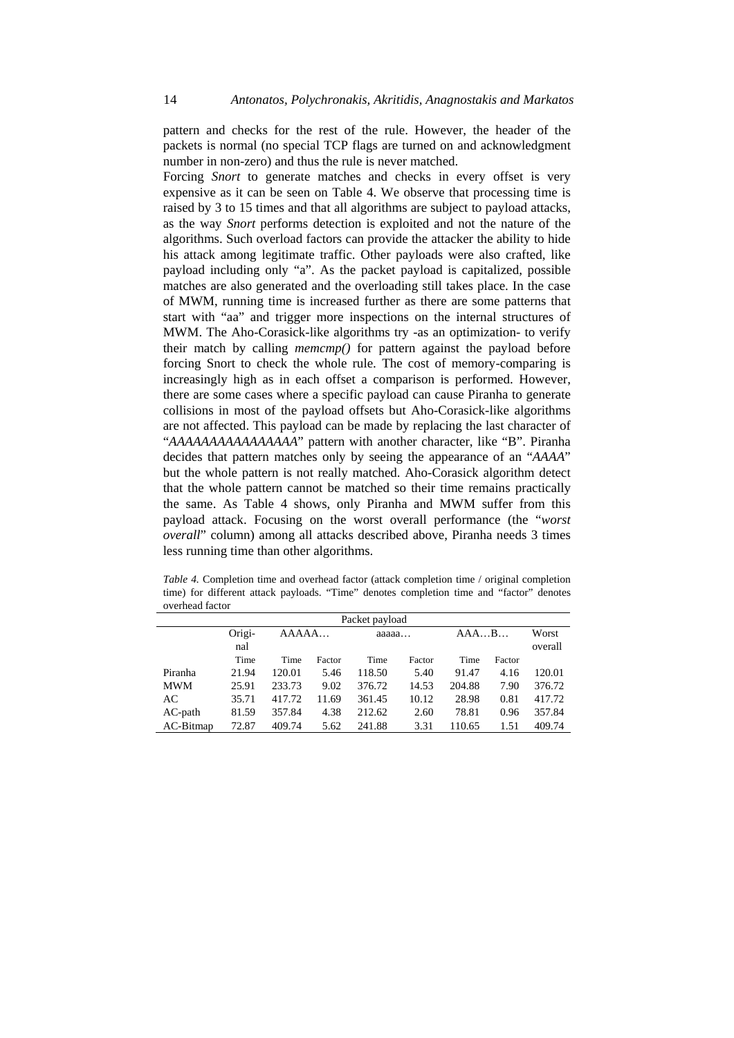pattern and checks for the rest of the rule. However, the header of the packets is normal (no special TCP flags are turned on and acknowledgment number in non-zero) and thus the rule is never matched.

Forcing *Snort* to generate matches and checks in every offset is very expensive as it can be seen on Table 4. We observe that processing time is raised by 3 to 15 times and that all algorithms are subject to payload attacks, as the way *Snort* performs detection is exploited and not the nature of the algorithms. Such overload factors can provide the attacker the ability to hide his attack among legitimate traffic. Other payloads were also crafted, like payload including only "a". As the packet payload is capitalized, possible matches are also generated and the overloading still takes place. In the case of MWM, running time is increased further as there are some patterns that start with "aa" and trigger more inspections on the internal structures of MWM. The Aho-Corasick-like algorithms try -as an optimization- to verify their match by calling *memcmp()* for pattern against the payload before forcing Snort to check the whole rule. The cost of memory-comparing is increasingly high as in each offset a comparison is performed. However, there are some cases where a specific payload can cause Piranha to generate collisions in most of the payload offsets but Aho-Corasick-like algorithms are not affected. This payload can be made by replacing the last character of "*AAAAAAAAAAAAAAAA*" pattern with another character, like "B". Piranha decides that pattern matches only by seeing the appearance of an "*AAAA*" but the whole pattern is not really matched. Aho-Corasick algorithm detect that the whole pattern cannot be matched so their time remains practically the same. As Table 4 shows, only Piranha and MWM suffer from this payload attack. Focusing on the worst overall performance (the "*worst overall*" column) among all attacks described above, Piranha needs 3 times less running time than other algorithms.

*Table 4.* Completion time and overhead factor (attack completion time / original completion time) for different attack payloads. "Time" denotes completion time and "factor" denotes overhead factor

| | Packet payload | | | | | | | |
|---|---|---|---|---|---|---|---|---|
| | Original | AAAAA… | | aaaaa… | | AAA…B… | | Worst overall |
| | Time | Time | Factor | Time | Factor | Time | Factor | |
| Piranha | 21.94 | 120.01 | 5.46 | 118.50 | 5.40 | 91.47 | 4.16 | 120.01 |
| MWM | 25.91 | 233.73 | 9.02 | 376.72 | 14.53 | 204.88 | 7.90 | 376.72 |
| AC | 35.71 | 417.72 | 11.69 | 361.45 | 10.12 | 28.98 | 0.81 | 417.72 |
| AC-path | 81.59 | 357.84 | 4.38 | 212.62 | 2.60 | 78.81 | 0.96 | 357.84 |
| AC-Bitmap | 72.87 | 409.74 | 5.62 | 241.88 | 3.31 | 110.65 | 1.51 | 409.74 |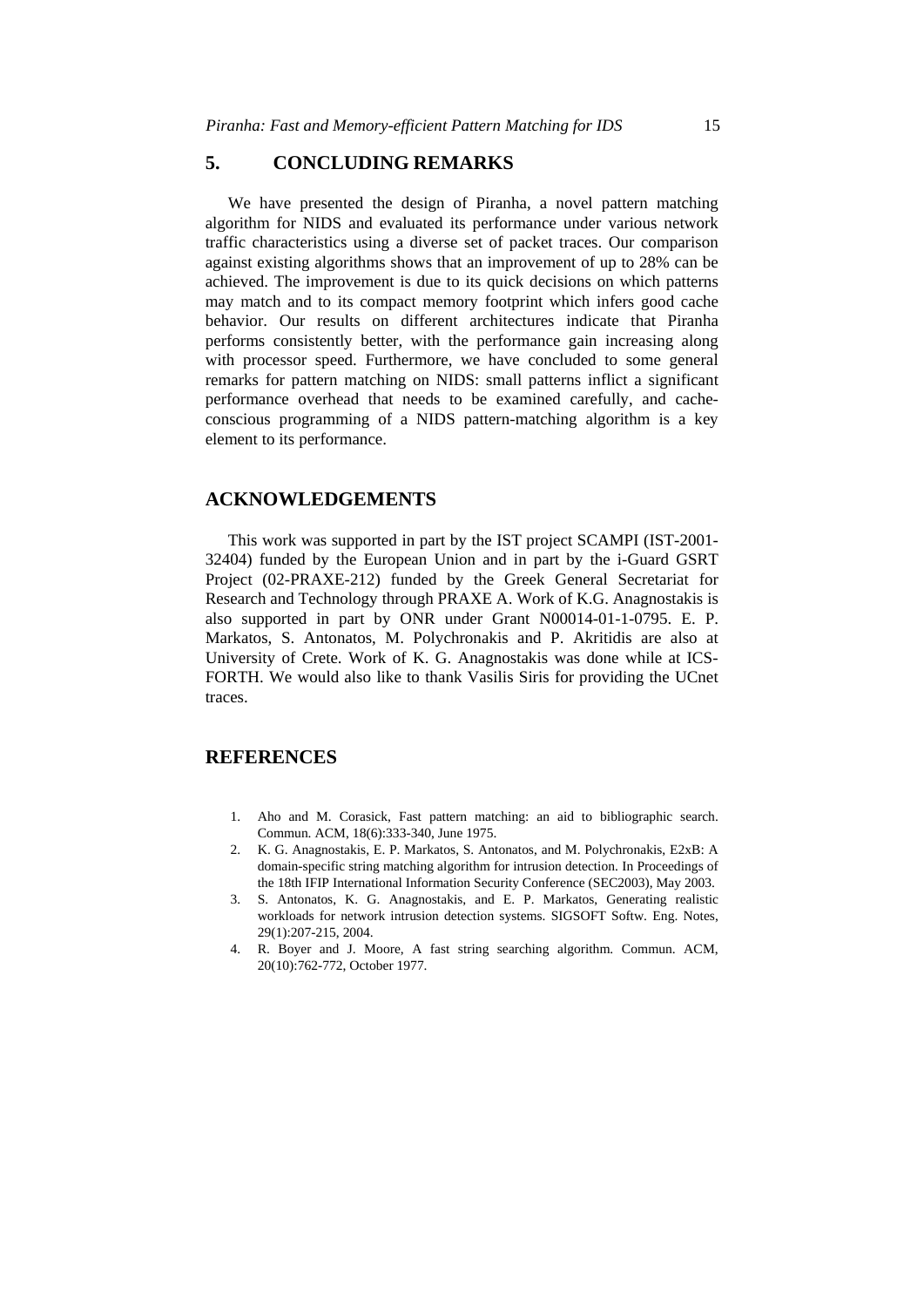## 5. CONCLUDING REMARKS

We have presented the design of Piranha, a novel pattern matching algorithm for NIDS and evaluated its performance under various network traffic characteristics using a diverse set of packet traces. Our comparison against existing algorithms shows that an improvement of up to 28% can be achieved. The improvement is due to its quick decisions on which patterns may match and to its compact memory footprint which infers good cache behavior. Our results on different architectures indicate that Piranha performs consistently better, with the performance gain increasing along with processor speed. Furthermore, we have concluded to some general remarks for pattern matching on NIDS: small patterns inflict a significant performance overhead that needs to be examined carefully, and cache-conscious programming of a NIDS pattern-matching algorithm is a key element to its performance.

## ACKNOWLEDGEMENTS

This work was supported in part by the IST project SCAMPI (IST-2001-32404) funded by the European Union and in part by the i-Guard GSRT Project (02-PRAXE-212) funded by the Greek General Secretariat for Research and Technology through PRAXE A. Work of K.G. Anagnostakis is also supported in part by ONR under Grant N00014-01-1-0795. E. P. Markatos, S. Antonatos, M. Polychronakis and P. Akritidis are also at University of Crete. Work of K. G. Anagnostakis was done while at ICS-FORTH. We would also like to thank Vasilis Siris for providing the UCnet traces.

## REFERENCES

1. Aho and M. Corasick, Fast pattern matching: an aid to bibliographic search. Commun. ACM, 18(6):333-340, June 1975.
2. K. G. Anagnostakis, E. P. Markatos, S. Antonatos, and M. Polychronakis, E2xB: A domain-specific string matching algorithm for intrusion detection. In Proceedings of the 18th IFIP International Information Security Conference (SEC2003), May 2003.
3. S. Antonatos, K. G. Anagnostakis, and E. P. Markatos, Generating realistic workloads for network intrusion detection systems. SIGSOFT Softw. Eng. Notes, 29(1):207-215, 2004.
4. R. Boyer and J. Moore, A fast string searching algorithm. Commun. ACM, 20(10):762-772, October 1977.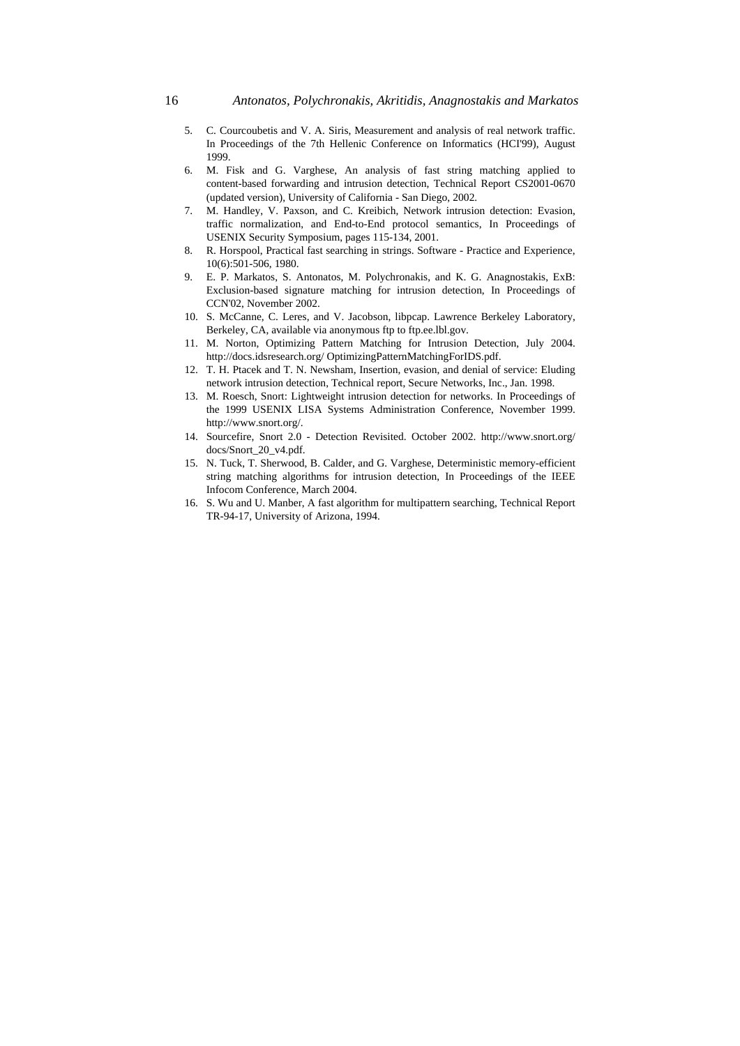5. C. Courcoubetis and V. A. Siris, Measurement and analysis of real network traffic. In Proceedings of the 7th Hellenic Conference on Informatics (HCI'99), August 1999.
6. M. Fisk and G. Varghese, An analysis of fast string matching applied to content-based forwarding and intrusion detection, Technical Report CS2001-0670 (updated version), University of California - San Diego, 2002.
7. M. Handley, V. Paxson, and C. Kreibich, Network intrusion detection: Evasion, traffic normalization, and End-to-End protocol semantics, In Proceedings of USENIX Security Symposium, pages 115-134, 2001.
8. R. Horspool, Practical fast searching in strings. Software - Practice and Experience, 10(6):501-506, 1980.
9. E. P. Markatos, S. Antonatos, M. Polychronakis, and K. G. Anagnostakis, ExB: Exclusion-based signature matching for intrusion detection, In Proceedings of CCN'02, November 2002.
10. S. McCanne, C. Leres, and V. Jacobson, libpcap. Lawrence Berkeley Laboratory, Berkeley, CA, available via anonymous ftp to ftp.ee.lbl.gov.
11. M. Norton, Optimizing Pattern Matching for Intrusion Detection, July 2004. http://docs.idsresearch.org/ OptimizingPatternMatchingForIDS.pdf.
12. T. H. Ptacek and T. N. Newsham, Insertion, evasion, and denial of service: Eluding network intrusion detection, Technical report, Secure Networks, Inc., Jan. 1998.
13. M. Roesch, Snort: Lightweight intrusion detection for networks. In Proceedings of the 1999 USENIX LISA Systems Administration Conference, November 1999. http://www.snort.org/.
14. Sourcefire, Snort 2.0 - Detection Revisited. October 2002. http://www.snort.org/ docs/Snort_20_v4.pdf.
15. N. Tuck, T. Sherwood, B. Calder, and G. Varghese, Deterministic memory-efficient string matching algorithms for intrusion detection, In Proceedings of the IEEE Infocom Conference, March 2004.
16. S. Wu and U. Manber, A fast algorithm for multipattern searching, Technical Report TR-94-17, University of Arizona, 1994.